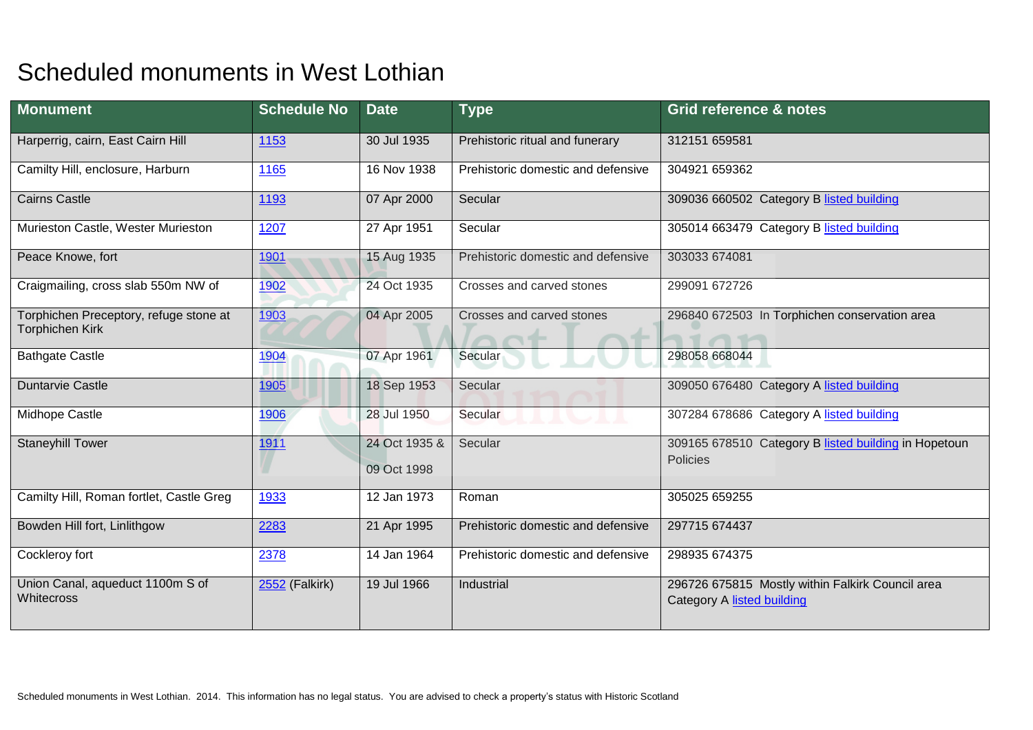# Scheduled monuments in West Lothian

| Monument | Schedule No | Date | Type | Grid reference & notes |
|---|---|---|---|---|
| Harperrig, cairn, East Cairn Hill | 1153 | 30 Jul 1935 | Prehistoric ritual and funerary | 312151 659581 |
| Camilty Hill, enclosure, Harburn | 1165 | 16 Nov 1938 | Prehistoric domestic and defensive | 304921 659362 |
| Cairns Castle | 1193 | 07 Apr 2000 | Secular | 309036 660502 Category B listed building |
| Murieston Castle, Wester Murieston | 1207 | 27 Apr 1951 | Secular | 305014 663479 Category B listed building |
| Peace Knowe, fort | 1901 | 15 Aug 1935 | Prehistoric domestic and defensive | 303033 674081 |
| Craigmailing, cross slab 550m NW of | 1902 | 24 Oct 1935 | Crosses and carved stones | 299091 672726 |
| Torphichen Preceptory, refuge stone at Torphichen Kirk | 1903 | 04 Apr 2005 | Crosses and carved stones | 296840 672503 In Torphichen conservation area |
| Bathgate Castle | 1904 | 07 Apr 1961 | Secular | 298058 668044 |
| Duntarvie Castle | 1905 | 18 Sep 1953 | Secular | 309050 676480 Category A listed building |
| Midhope Castle | 1906 | 28 Jul 1950 | Secular | 307284 678686 Category A listed building |
| Staneyhill Tower | 1911 | 24 Oct 1935 & 09 Oct 1998 | Secular | 309165 678510 Category B listed building in Hopetoun Policies |
| Camilty Hill, Roman fortlet, Castle Greg | 1933 | 12 Jan 1973 | Roman | 305025 659255 |
| Bowden Hill fort, Linlithgow | 2283 | 21 Apr 1995 | Prehistoric domestic and defensive | 297715 674437 |
| Cockleroy fort | 2378 | 14 Jan 1964 | Prehistoric domestic and defensive | 298935 674375 |
| Union Canal, aqueduct 1100m S of Whitecross | 2552 (Falkirk) | 19 Jul 1966 | Industrial | 296726 675815 Mostly within Falkirk Council area Category A listed building |

Scheduled monuments in West Lothian. 2014. This information has no legal status. You are advised to check a property's status with Historic Scotland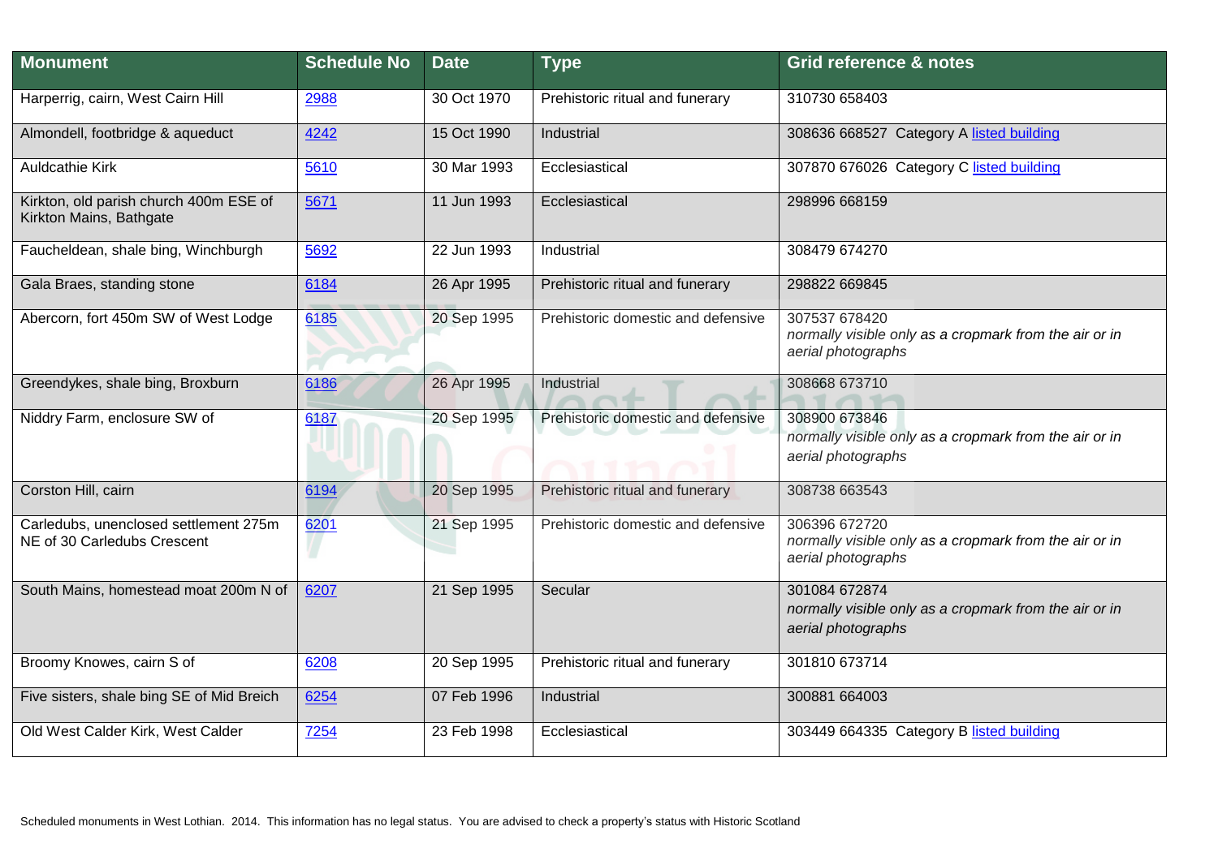| Monument | Schedule No | Date | Type | Grid reference & notes |
|---|---|---|---|---|
| Harperrig, cairn, West Cairn Hill | 2988 | 30 Oct 1970 | Prehistoric ritual and funerary | 310730 658403 |
| Almondell, footbridge & aqueduct | 4242 | 15 Oct 1990 | Industrial | 308636 668527 Category A listed building |
| Auldcathie Kirk | 5610 | 30 Mar 1993 | Ecclesiastical | 307870 676026 Category C listed building |
| Kirkton, old parish church 400m ESE of Kirkton Mains, Bathgate | 5671 | 11 Jun 1993 | Ecclesiastical | 298996 668159 |
| Faucheldean, shale bing, Winchburgh | 5692 | 22 Jun 1993 | Industrial | 308479 674270 |
| Gala Braes, standing stone | 6184 | 26 Apr 1995 | Prehistoric ritual and funerary | 298822 669845 |
| Abercorn, fort 450m SW of West Lodge | 6185 | 20 Sep 1995 | Prehistoric domestic and defensive | 307537 678420 *normally visible only as a cropmark from the air or in aerial photographs* |
| Greendykes, shale bing, Broxburn | 6186 | 26 Apr 1995 | Industrial | 308668 673710 |
| Niddry Farm, enclosure SW of | 6187 | 20 Sep 1995 | Prehistoric domestic and defensive | 308900 673846 *normally visible only as a cropmark from the air or in aerial photographs* |
| Corston Hill, cairn | 6194 | 20 Sep 1995 | Prehistoric ritual and funerary | 308738 663543 |
| Carledubs, unenclosed settlement 275m NE of 30 Carledubs Crescent | 6201 | 21 Sep 1995 | Prehistoric domestic and defensive | 306396 672720 *normally visible only as a cropmark from the air or in aerial photographs* |
| South Mains, homestead moat 200m N of | 6207 | 21 Sep 1995 | Secular | 301084 672874 *normally visible only as a cropmark from the air or in aerial photographs* |
| Broomy Knowes, cairn S of | 6208 | 20 Sep 1995 | Prehistoric ritual and funerary | 301810 673714 |
| Five sisters, shale bing SE of Mid Breich | 6254 | 07 Feb 1996 | Industrial | 300881 664003 |
| Old West Calder Kirk, West Calder | 7254 | 23 Feb 1998 | Ecclesiastical | 303449 664335 Category B listed building |

Scheduled monuments in West Lothian. 2014. This information has no legal status. You are advised to check a property's status with Historic Scotland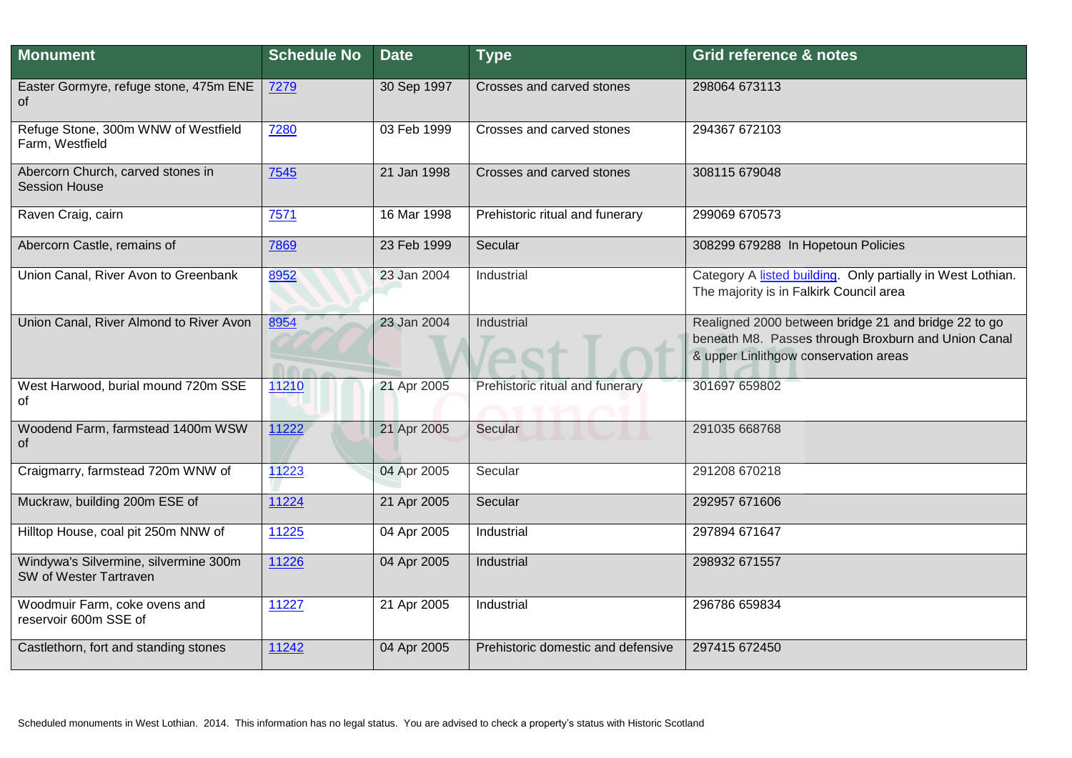| Monument | Schedule No | Date | Type | Grid reference & notes |
|---|---|---|---|---|
| Easter Gormyre, refuge stone, 475m ENE of | 7279 | 30 Sep 1997 | Crosses and carved stones | 298064 673113 |
| Refuge Stone, 300m WNW of Westfield Farm, Westfield | 7280 | 03 Feb 1999 | Crosses and carved stones | 294367 672103 |
| Abercorn Church, carved stones in Session House | 7545 | 21 Jan 1998 | Crosses and carved stones | 308115 679048 |
| Raven Craig, cairn | 7571 | 16 Mar 1998 | Prehistoric ritual and funerary | 299069 670573 |
| Abercorn Castle, remains of | 7869 | 23 Feb 1999 | Secular | 308299 679288 In Hopetoun Policies |
| Union Canal, River Avon to Greenbank | 8952 | 23 Jan 2004 | Industrial | Category A listed building. Only partially in West Lothian. The majority is in Falkirk Council area |
| Union Canal, River Almond to River Avon | 8954 | 23 Jan 2004 | Industrial | Realigned 2000 between bridge 21 and bridge 22 to go beneath M8. Passes through Broxburn and Union Canal & upper Linlithgow conservation areas |
| West Harwood, burial mound 720m SSE of | 11210 | 21 Apr 2005 | Prehistoric ritual and funerary | 301697 659802 |
| Woodend Farm, farmstead 1400m WSW of | 11222 | 21 Apr 2005 | Secular | 291035 668768 |
| Craigmarry, farmstead 720m WNW of | 11223 | 04 Apr 2005 | Secular | 291208 670218 |
| Muckraw, building 200m ESE of | 11224 | 21 Apr 2005 | Secular | 292957 671606 |
| Hilltop House, coal pit 250m NNW of | 11225 | 04 Apr 2005 | Industrial | 297894 671647 |
| Windywa's Silvermine, silvermine 300m SW of Wester Tartraven | 11226 | 04 Apr 2005 | Industrial | 298932 671557 |
| Woodmuir Farm, coke ovens and reservoir 600m SSE of | 11227 | 21 Apr 2005 | Industrial | 296786 659834 |
| Castlethorn, fort and standing stones | 11242 | 04 Apr 2005 | Prehistoric domestic and defensive | 297415 672450 |

Scheduled monuments in West Lothian. 2014. This information has no legal status. You are advised to check a property's status with Historic Scotland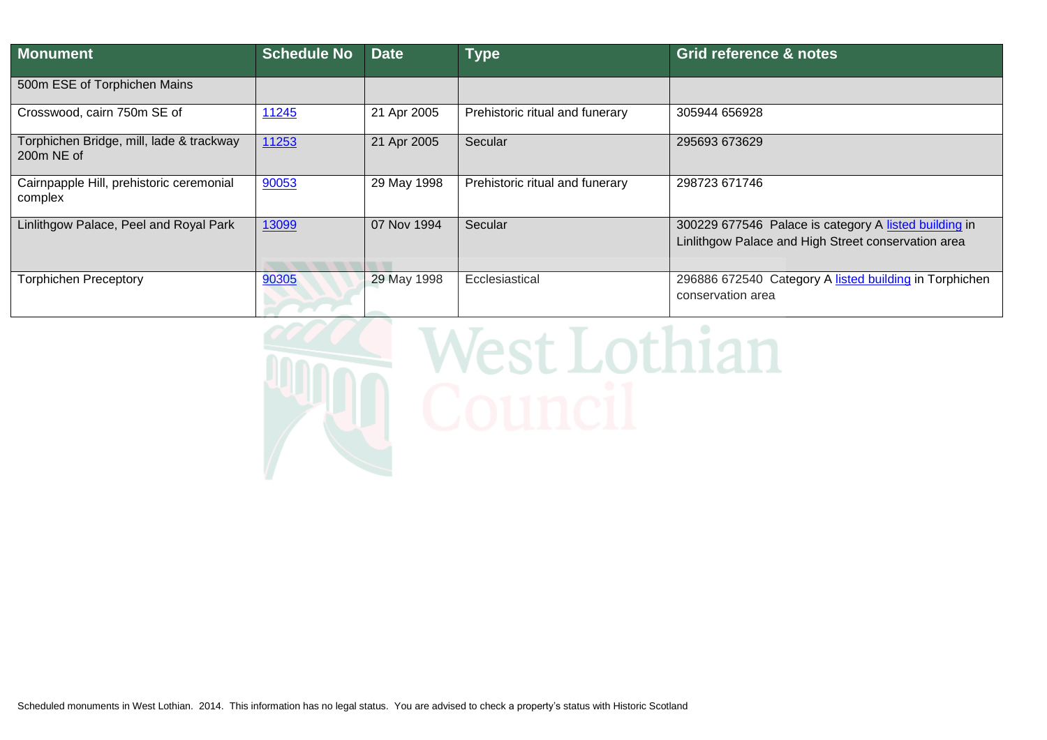| Monument | Schedule No | Date | Type | Grid reference & notes |
|---|---|---|---|---|
| 500m ESE of Torphichen Mains | | | | |
| Crosswood, cairn 750m SE of | 11245 | 21 Apr 2005 | Prehistoric ritual and funerary | 305944 656928 |
| Torphichen Bridge, mill, lade & trackway 200m NE of | 11253 | 21 Apr 2005 | Secular | 295693 673629 |
| Cairnpapple Hill, prehistoric ceremonial complex | 90053 | 29 May 1998 | Prehistoric ritual and funerary | 298723 671746 |
| Linlithgow Palace, Peel and Royal Park | 13099 | 07 Nov 1994 | Secular | 300229 677546 Palace is category A listed building in Linlithgow Palace and High Street conservation area |
| Torphichen Preceptory | 90305 | 29 May 1998 | Ecclesiastical | 296886 672540 Category A listed building in Torphichen conservation area |

Scheduled monuments in West Lothian. 2014. This information has no legal status. You are advised to check a property's status with Historic Scotland